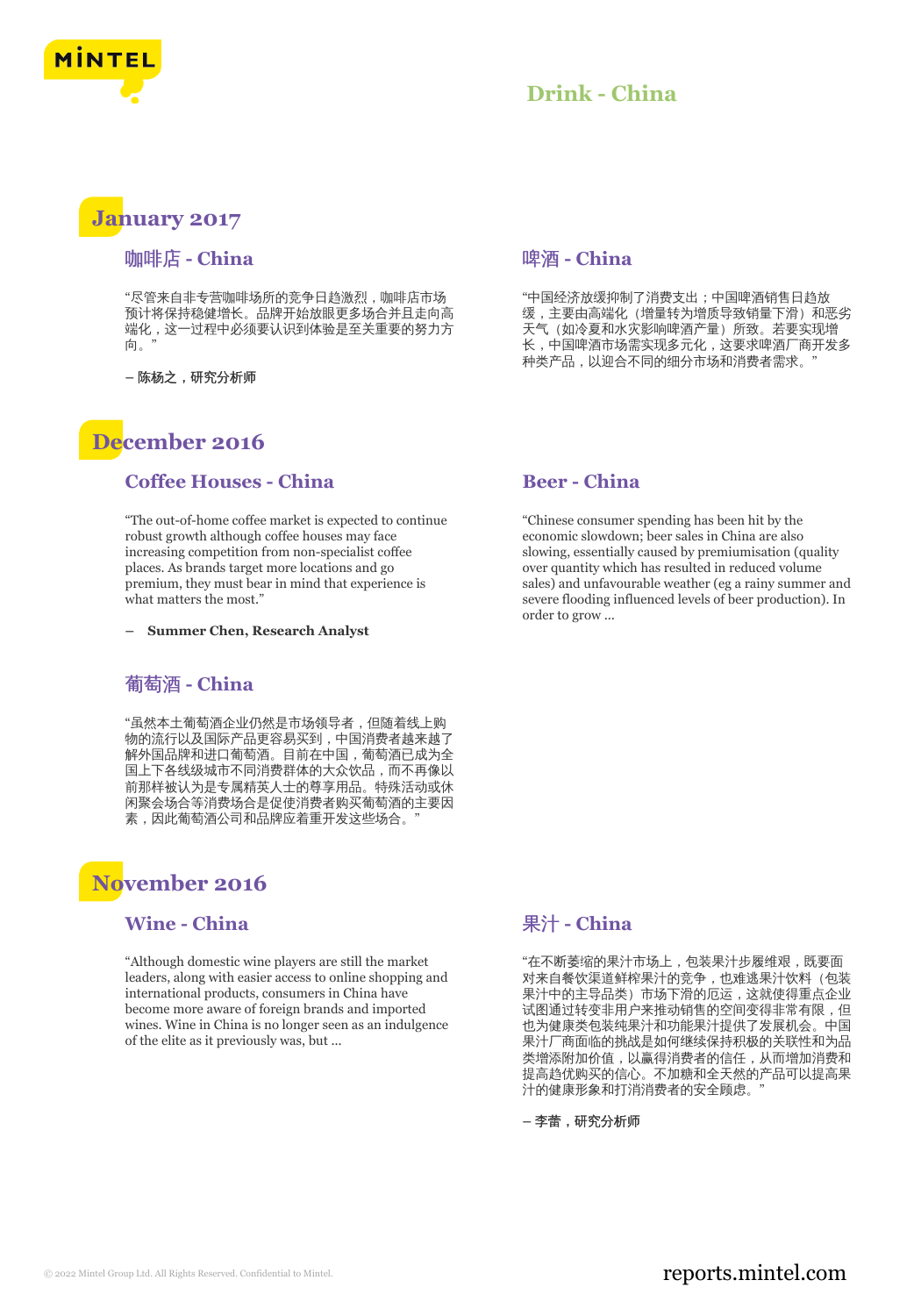# Drink - China

## January 2017

### 咖啡店 - China

"尽管来自非专营咖啡场所的竞争日趋激烈，咖啡店市场预计将保持稳健增长。品牌开始放眼更多场合并且走向高端化，这一过程中必须要认识到体验是至关重要的努力方向。"

**– 陈杨之，研究分析师**

### 啤酒 - China

"中国经济放缓抑制了消费支出；中国啤酒销售日趋放缓，主要由高端化（增量转为增质导致销量下滑）和恶劣天气（如冷夏和水灾影响啤酒产量）所致。若要实现增长，中国啤酒市场需实现多元化，这要求啤酒厂商开发多种类产品，以迎合不同的细分市场和消费者需求。"

## December 2016

### Coffee Houses - China

"The out-of-home coffee market is expected to continue robust growth although coffee houses may face increasing competition from non-specialist coffee places. As brands target more locations and go premium, they must bear in mind that experience is what matters the most."

**– Summer Chen, Research Analyst**

### Beer - China

"Chinese consumer spending has been hit by the economic slowdown; beer sales in China are also slowing, essentially caused by premiumisation (quality over quantity which has resulted in reduced volume sales) and unfavourable weather (eg a rainy summer and severe flooding influenced levels of beer production). In order to grow ...

### 葡萄酒 - China

"虽然本土葡萄酒企业仍然是市场领导者，但随着线上购物的流行以及国际产品更容易买到，中国消费者越来越了解外国品牌和进口葡萄酒。目前在中国，葡萄酒已成为全国上下各线级城市不同消费群体的大众饮品，而不再像以前那样被认为是专属精英人士的尊享用品。特殊活动或休闲聚会场合等消费场合是促使消费者购买葡萄酒的主要因素，因此葡萄酒公司和品牌应着重开发这些场合。"

## November 2016

### Wine - China

"Although domestic wine players are still the market leaders, along with easier access to online shopping and international products, consumers in China have become more aware of foreign brands and imported wines. Wine in China is no longer seen as an indulgence of the elite as it previously was, but ...

### 果汁 - China

"在不断萎缩的果汁市场上，包装果汁步履维艰，既要面对来自餐饮渠道鲜榨果汁的竞争，也难逃果汁饮料（包装果汁中的主导品类）市场下滑的厄运，这就使得重点企业试图通过转变非用户来推动销售的空间变得非常有限，但也为健康类包装纯果汁和功能果汁提供了发展机会。中国果汁厂商面临的挑战是如何继续保持积极的关联性和为品类增添附加价值，以赢得消费者的信任，从而增加消费和提高趋优购买的信心。不加糖和全天然的产品可以提高果汁的健康形象和打消消费者的安全顾虑。"

**– 李蕾，研究分析师**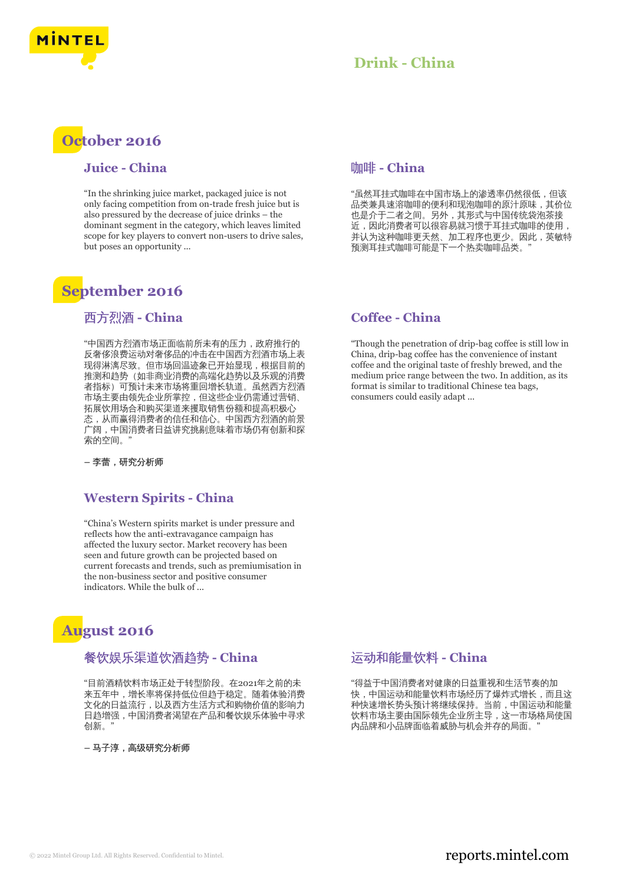# Drink - China

## October 2016

### Juice - China

"In the shrinking juice market, packaged juice is not only facing competition from on-trade fresh juice but is also pressured by the decrease of juice drinks – the dominant segment in the category, which leaves limited scope for key players to convert non-users to drive sales, but poses an opportunity ...

### 咖啡 - China

"虽然耳挂式咖啡在中国市场上的渗透率仍然很低，但该品类兼具速溶咖啡的便利和现泡咖啡的原汁原味，其价位也是介于二者之间。另外，其形式与中国传统袋泡茶接近，因此消费者可以很容易就习惯于耳挂式咖啡的使用，并认为这种咖啡更天然、加工程序也更少。因此，英敏特预测耳挂式咖啡可能是下一个热卖咖啡品类。"

## September 2016

### 西方烈酒 - China

"中国西方烈酒市场正面临前所未有的压力，政府推行的反奢侈浪费运动对奢侈品的冲击在中国西方烈酒市场上表现得淋漓尽致。但市场回温迹象已开始显现，根据目前的推测和趋势（如非商业消费的高端化趋势以及乐观的消费者指标）可预计未来市场将重回增长轨道。虽然西方烈酒市场主要由领先企业所掌控，但这些企业仍需通过营销、拓展饮用场合和购买渠道来攫取销售份额和提高积极心态，从而赢得消费者的信任和信心。中国西方烈酒的前景广阔，中国消费者日益讲究挑剔意味着市场仍有创新和探索的空间。"

**– 李蕾，研究分析师**

### Coffee - China

"Though the penetration of drip-bag coffee is still low in China, drip-bag coffee has the convenience of instant coffee and the original taste of freshly brewed, and the medium price range between the two. In addition, as its format is similar to traditional Chinese tea bags, consumers could easily adapt ...

### Western Spirits - China

"China's Western spirits market is under pressure and reflects how the anti-extravagance campaign has affected the luxury sector. Market recovery has been seen and future growth can be projected based on current forecasts and trends, such as premiumisation in the non-business sector and positive consumer indicators. While the bulk of ...

## August 2016

### 餐饮娱乐渠道饮酒趋势 - China

"目前酒精饮料市场正处于转型阶段。在2021年之前的未来五年中，增长率将保持低位但趋于稳定。随着体验消费文化的日益流行，以及西方生活方式和购物价值的影响力日趋增强，中国消费者渴望在产品和餐饮娱乐体验中寻求创新。"

**– 马子淳，高级研究分析师**

### 运动和能量饮料 - China

"得益于中国消费者对健康的日益重视和生活节奏的加快，中国运动和能量饮料市场经历了爆炸式增长，而且这种快速增长势头预计将继续保持。当前，中国运动和能量饮料市场主要由国际领先企业所主导，这一市场格局使国内品牌和小品牌面临着威胁与机会并存的局面。"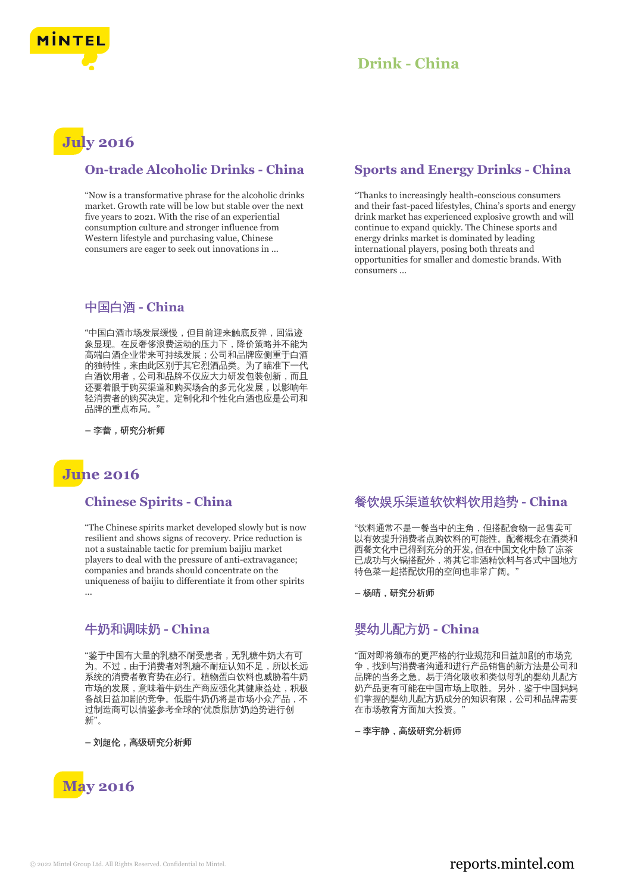# Drink - China

## July 2016

### On-trade Alcoholic Drinks - China

"Now is a transformative phrase for the alcoholic drinks market. Growth rate will be low but stable over the next five years to 2021. With the rise of an experiential consumption culture and stronger influence from Western lifestyle and purchasing value, Chinese consumers are eager to seek out innovations in ...

### Sports and Energy Drinks - China

"Thanks to increasingly health-conscious consumers and their fast-paced lifestyles, China's sports and energy drink market has experienced explosive growth and will continue to expand quickly. The Chinese sports and energy drinks market is dominated by leading international players, posing both threats and opportunities for smaller and domestic brands. With consumers ...

### 中国白酒 - China

"中国白酒市场发展缓慢，但目前迎来触底反弹，回温迹象显现。在反奢侈浪费运动的压力下，降价策略并不能为高端白酒企业带来可持续发展；公司和品牌应侧重于白酒的独特性，来由此区别于其它烈酒品类。为了瞄准下一代白酒饮用者，公司和品牌不仅应大力研发包装创新，而且还要着眼于购买渠道和购买场合的多元化发展，以影响年轻消费者的购买决定。定制化和个性化白酒也应是公司和品牌的重点布局。"

– 李蕾，研究分析师

## June 2016

### Chinese Spirits - China

"The Chinese spirits market developed slowly but is now resilient and shows signs of recovery. Price reduction is not a sustainable tactic for premium baijiu market players to deal with the pressure of anti-extravagance; companies and brands should concentrate on the uniqueness of baijiu to differentiate it from other spirits ...

### 餐饮娱乐渠道软饮料饮用趋势 - China

"饮料通常不是一餐当中的主角，但搭配食物一起售卖可以有效提升消费者点购饮料的可能性。配餐概念在酒类和西餐文化中已得到充分的开发，但在中国文化中除了凉茶已成功与火锅搭配外，将其它非酒精饮料与各式中国地方特色菜一起搭配饮用的空间也非常广阔。"

– 杨晴，研究分析师

### 牛奶和调味奶 - China

"鉴于中国有大量的乳糖不耐受患者，无乳糖牛奶大有可为。不过，由于消费者对乳糖不耐症认知不足，所以长远系统的消费者教育势在必行。植物蛋白饮料也威胁着牛奶市场的发展，意味着牛奶生产商应强化其健康益处，积极备战日益加剧的竞争。低脂牛奶仍将是市场小众产品，不过制造商可以借鉴参考全球的'优质脂肪'奶趋势进行创新"。

– 刘超伦，高级研究分析师

### 婴幼儿配方奶 - China

"面对即将颁布的更严格的行业规范和日益加剧的市场竞争，找到与消费者沟通和进行产品销售的新方法是公司和品牌的当务之急。易于消化吸收和类似母乳的婴幼儿配方奶产品更有可能在中国市场上取胜。另外，鉴于中国妈妈们掌握的婴幼儿配方奶成分的知识有限，公司和品牌需要在市场教育方面加大投资。"

– 李宇静，高级研究分析师

## May 2016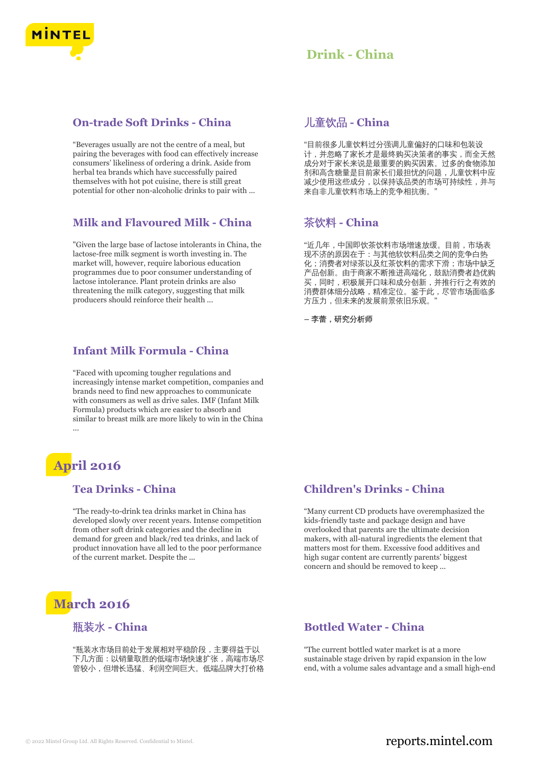# Drink - China

## On-trade Soft Drinks - China

"Beverages usually are not the centre of a meal, but pairing the beverages with food can effectively increase consumers' likeliness of ordering a drink. Aside from herbal tea brands which have successfully paired themselves with hot pot cuisine, there is still great potential for other non-alcoholic drinks to pair with ...

## 儿童饮品 - China

"目前很多儿童饮料过分强调儿童偏好的口味和包装设计，并忽略了家长才是最终购买决策者的事实，而全天然成分对于家长来说是最重要的购买因素。过多的食物添加剂和高含糖量是目前家长们最担忧的问题，儿童饮料中应减少使用这些成分，以保持该品类的市场可持续性，并与来自非儿童饮料市场上的竞争相抗衡。"

## Milk and Flavoured Milk - China

"Given the large base of lactose intolerants in China, the lactose-free milk segment is worth investing in. The market will, however, require laborious education programmes due to poor consumer understanding of lactose intolerance. Plant protein drinks are also threatening the milk category, suggesting that milk producers should reinforce their health ...

## 茶饮料 - China

"近几年，中国即饮茶饮料市场增速放缓。目前，市场表现不济的原因在于：与其他软饮料品类之间的竞争白热化；消费者对绿茶以及红茶饮料的需求下滑；市场中缺乏产品创新。由于商家不断推进高端化，鼓励消费者趋优购买，同时，积极展开口味和成分创新，并推行行之有效的消费群体细分战略，精准定位。鉴于此，尽管市场面临多方压力，但未来的发展前景依旧乐观。"

– 李蕾，研究分析师

## Infant Milk Formula - China

"Faced with upcoming tougher regulations and increasingly intense market competition, companies and brands need to find new approaches to communicate with consumers as well as drive sales. IMF (Infant Milk Formula) products which are easier to absorb and similar to breast milk are more likely to win in the China ...

# April 2016

## Tea Drinks - China

"The ready-to-drink tea drinks market in China has developed slowly over recent years. Intense competition from other soft drink categories and the decline in demand for green and black/red tea drinks, and lack of product innovation have all led to the poor performance of the current market. Despite the ...

## Children's Drinks - China

"Many current CD products have overemphasized the kids-friendly taste and package design and have overlooked that parents are the ultimate decision makers, with all-natural ingredients the element that matters most for them. Excessive food additives and high sugar content are currently parents' biggest concern and should be removed to keep ...

# March 2016

## 瓶装水 - China

"瓶装水市场目前处于发展相对平稳阶段，主要得益于以下几方面：以销量取胜的低端市场快速扩张，高端市场尽管较小，但增长迅猛、利润空间巨大。低端品牌大打价格

## Bottled Water - China

"The current bottled water market is at a more sustainable stage driven by rapid expansion in the low end, with a volume sales advantage and a small high-end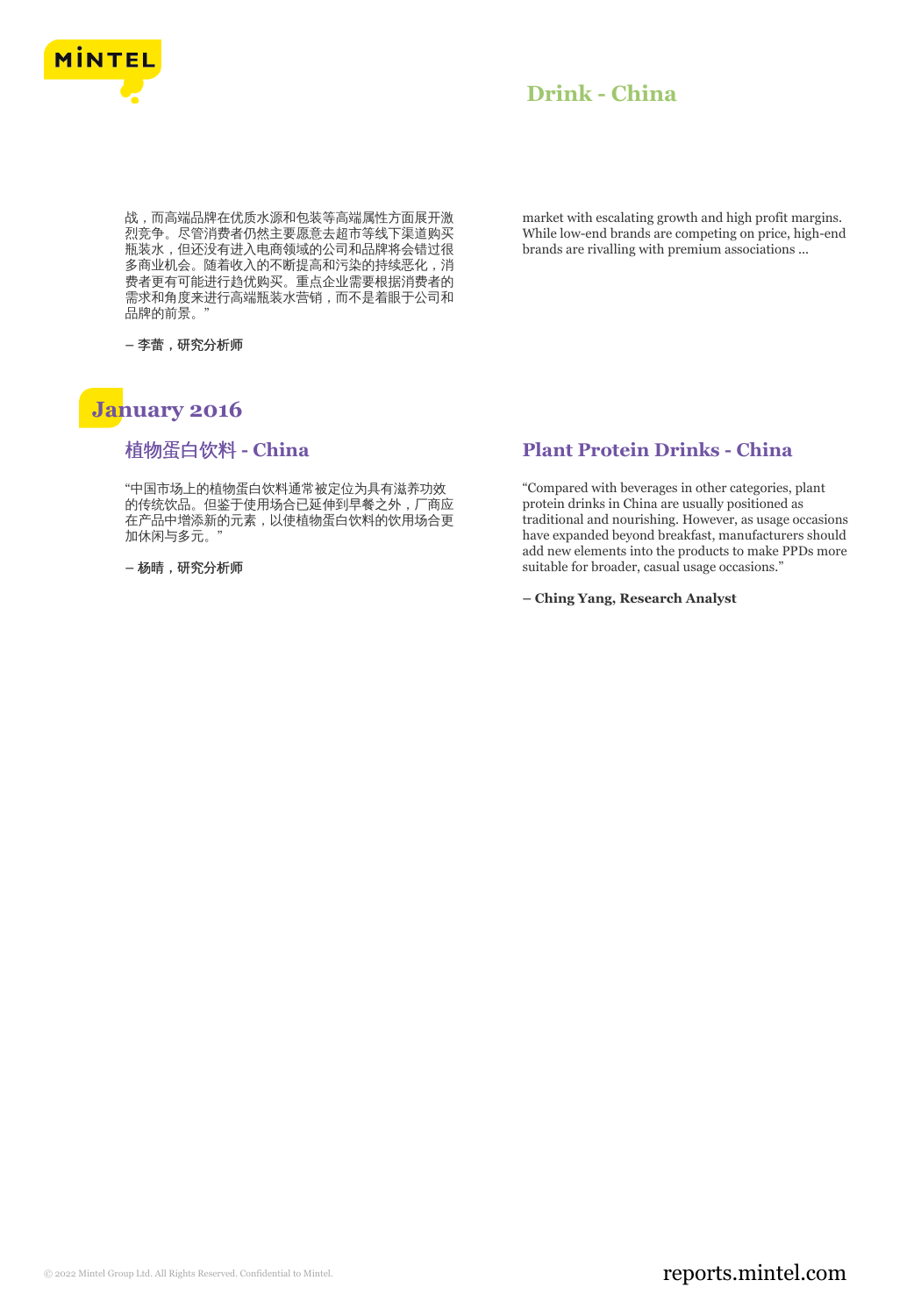战，而高端品牌在优质水源和包装等高端属性方面展开激烈竞争。尽管消费者仍然主要愿意去超市等线下渠道购买瓶装水，但还没有进入电商领域的公司和品牌将会错过很多商业机会。随着收入的不断提高和污染的持续恶化，消费者更有可能进行趋优购买。重点企业需要根据消费者的需求和角度来进行高端瓶装水营销，而不是着眼于公司和品牌的前景。”

**– 李蕾，研究分析师**

market with escalating growth and high profit margins. While low-end brands are competing on price, high-end brands are rivalling with premium associations ...

## January 2016

### 植物蛋白饮料 - China

“中国市场上的植物蛋白饮料通常被定位为具有滋养功效的传统饮品。但鉴于使用场合已延伸到早餐之外，厂商应在产品中增添新的元素，以使植物蛋白饮料的饮用场合更加休闲与多元。”

**– 杨晴，研究分析师**

### Plant Protein Drinks - China

“Compared with beverages in other categories, plant protein drinks in China are usually positioned as traditional and nourishing. However, as usage occasions have expanded beyond breakfast, manufacturers should add new elements into the products to make PPDs more suitable for broader, casual usage occasions.”

**– Ching Yang, Research Analyst**